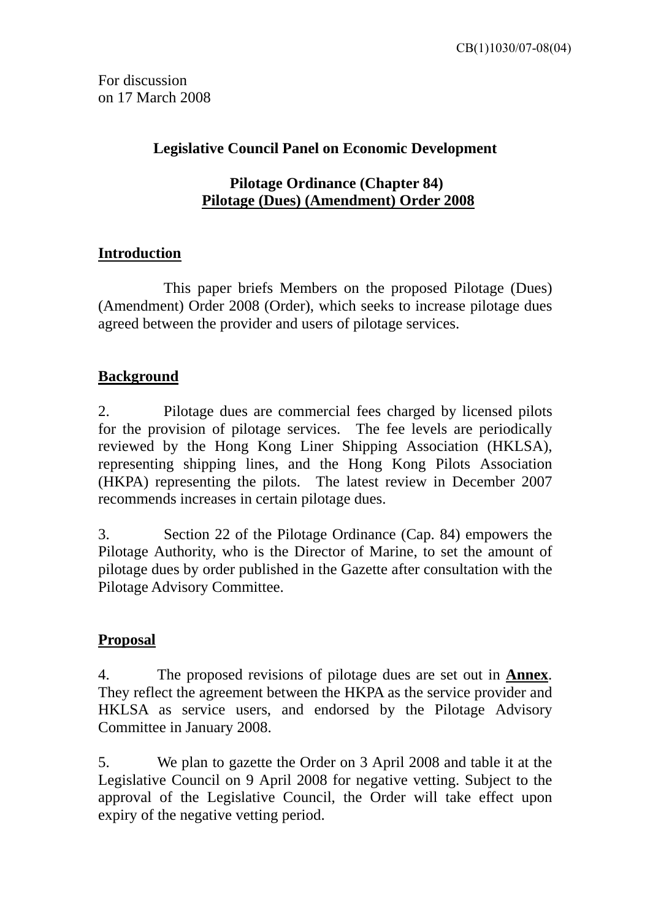CB(1)1030/07-08(04)

For discussion
on 17 March 2008

**Legislative Council Panel on Economic Development**

**Pilotage Ordinance (Chapter 84)**
**Pilotage (Dues) (Amendment) Order 2008**

## Introduction

This paper briefs Members on the proposed Pilotage (Dues) (Amendment) Order 2008 (Order), which seeks to increase pilotage dues agreed between the provider and users of pilotage services.

## Background

2. Pilotage dues are commercial fees charged by licensed pilots for the provision of pilotage services. The fee levels are periodically reviewed by the Hong Kong Liner Shipping Association (HKLSA), representing shipping lines, and the Hong Kong Pilots Association (HKPA) representing the pilots. The latest review in December 2007 recommends increases in certain pilotage dues.

3. Section 22 of the Pilotage Ordinance (Cap. 84) empowers the Pilotage Authority, who is the Director of Marine, to set the amount of pilotage dues by order published in the Gazette after consultation with the Pilotage Advisory Committee.

## Proposal

4. The proposed revisions of pilotage dues are set out in **Annex**. They reflect the agreement between the HKPA as the service provider and HKLSA as service users, and endorsed by the Pilotage Advisory Committee in January 2008.

5. We plan to gazette the Order on 3 April 2008 and table it at the Legislative Council on 9 April 2008 for negative vetting. Subject to the approval of the Legislative Council, the Order will take effect upon expiry of the negative vetting period.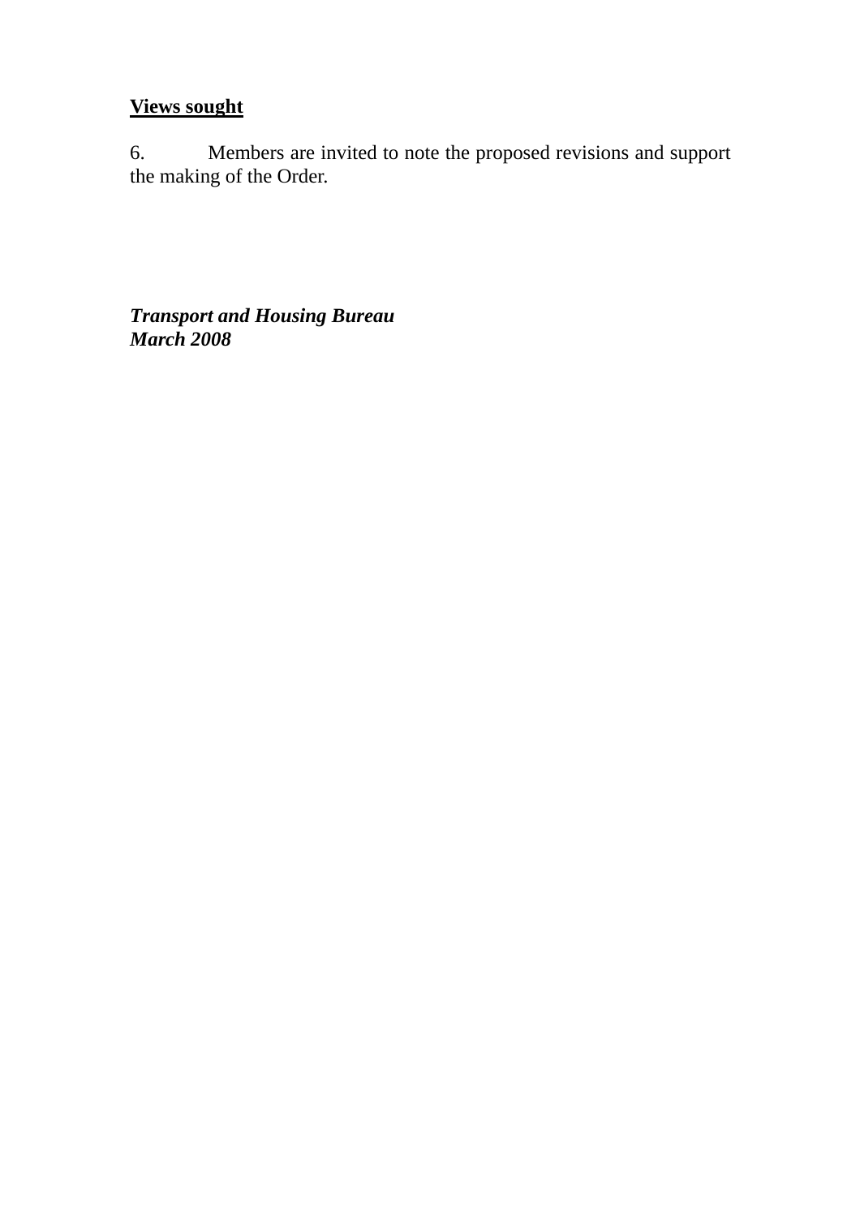**<u>Views sought</u>**

6. Members are invited to note the proposed revisions and support the making of the Order.

***Transport and Housing Bureau***
***March 2008***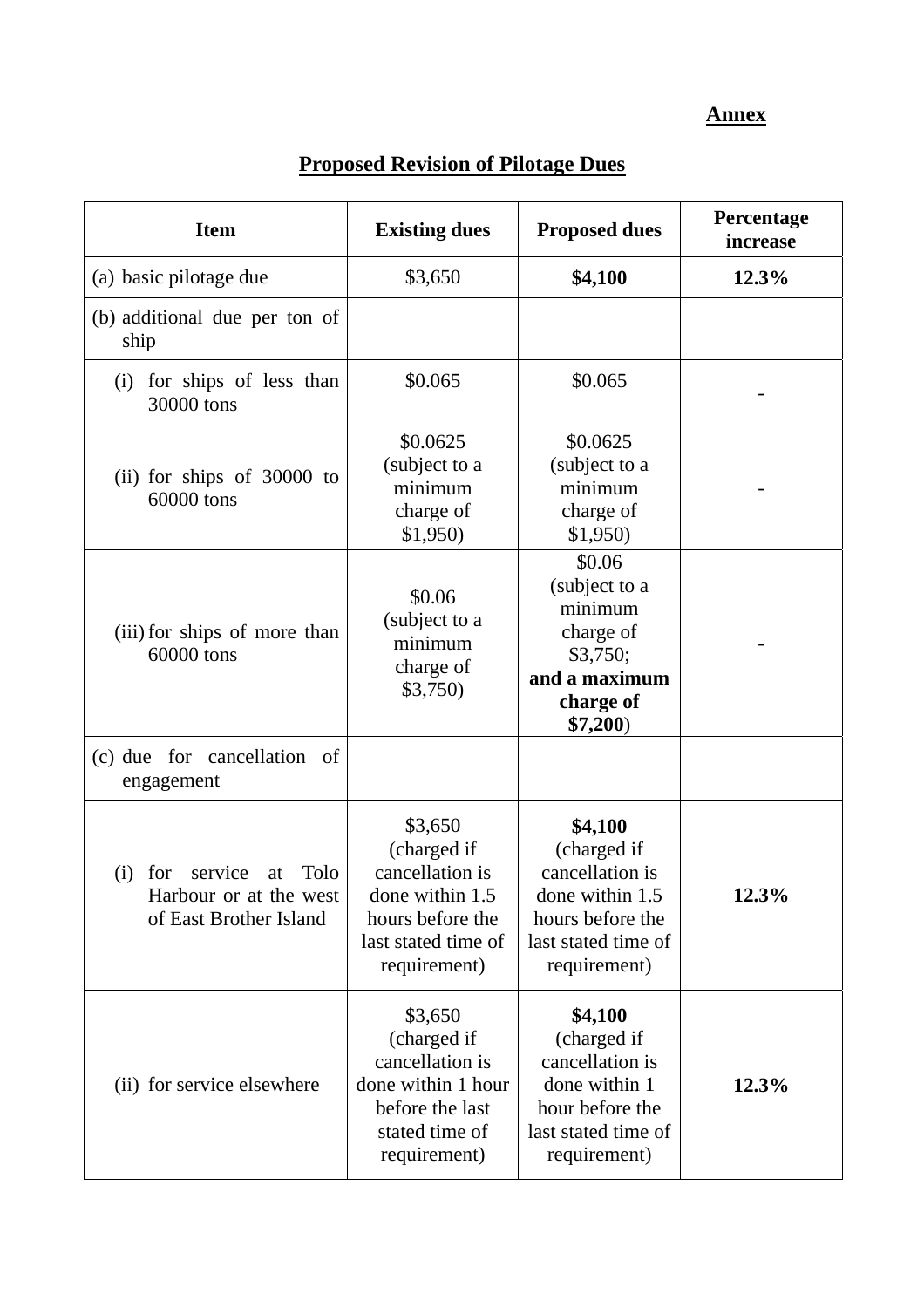**Annex**

**Proposed Revision of Pilotage Dues**

| Item | Existing dues | Proposed dues | Percentage increase |
|---|---|---|---|
| (a) basic pilotage due | $3,650 | **$4,100** | **12.3%** |
| (b) additional due per ton of ship | | | |
| (i) for ships of less than 30000 tons | $0.065 | $0.065 | - |
| (ii) for ships of 30000 to 60000 tons | $0.0625 (subject to a minimum charge of $1,950) | $0.0625 (subject to a minimum charge of $1,950) | - |
| (iii) for ships of more than 60000 tons | $0.06 (subject to a minimum charge of $3,750) | $0.06 (subject to a minimum charge of $3,750; **and a maximum charge of $7,200**) | - |
| (c) due for cancellation of engagement | | | |
| (i) for service at Tolo Harbour or at the west of East Brother Island | $3,650 (charged if cancellation is done within 1.5 hours before the last stated time of requirement) | **$4,100** (charged if cancellation is done within 1.5 hours before the last stated time of requirement) | **12.3%** |
| (ii) for service elsewhere | $3,650 (charged if cancellation is done within 1 hour before the last stated time of requirement) | **$4,100** (charged if cancellation is done within 1 hour before the last stated time of requirement) | **12.3%** |